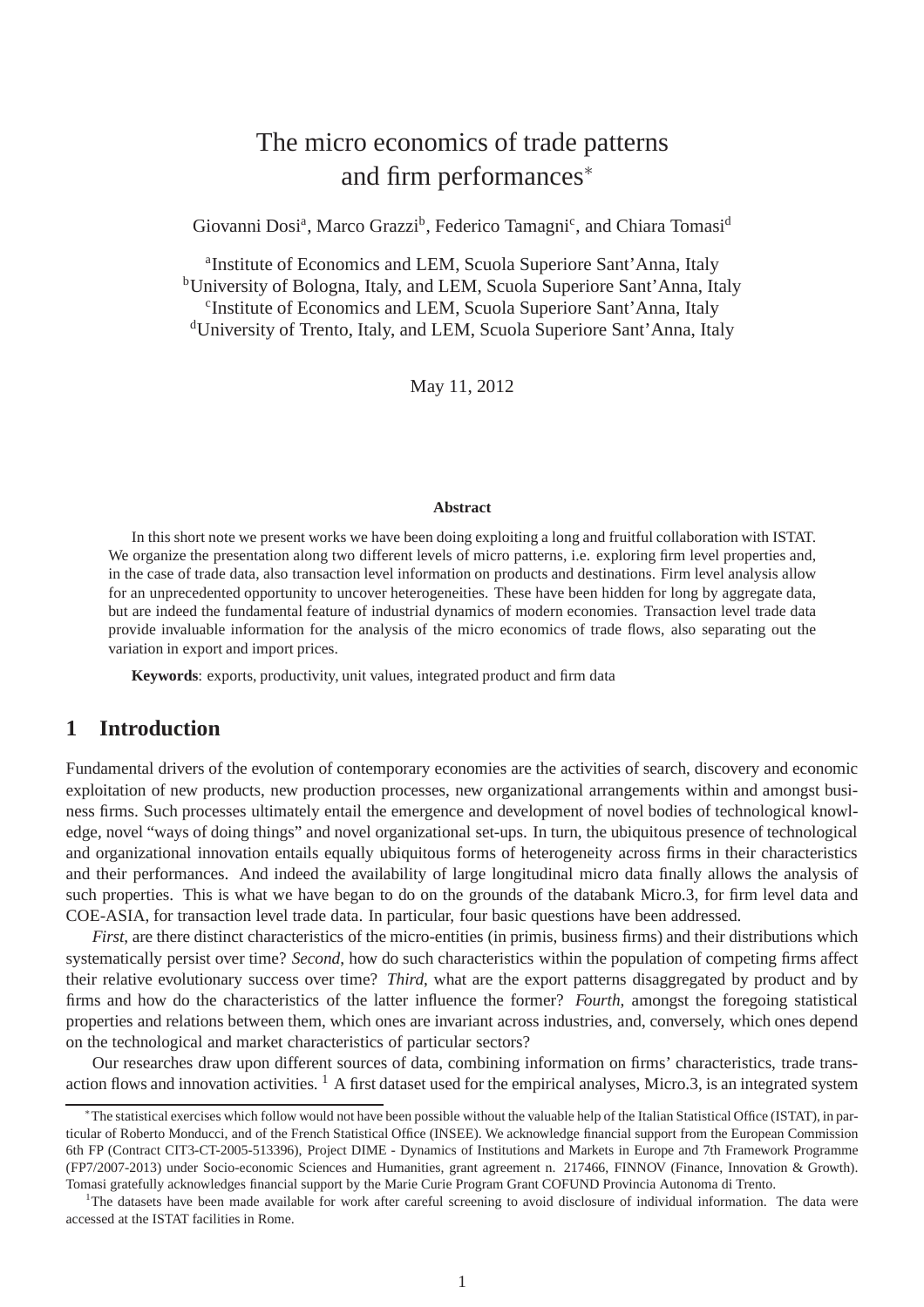# The micro economics of trade patterns and firm performances*

Giovanni Dosi[a], Marco Grazzi[b], Federico Tamagni[c], and Chiara Tomasi[d]

[a]Institute of Economics and LEM, Scuola Superiore Sant'Anna, Italy
[b]University of Bologna, Italy, and LEM, Scuola Superiore Sant'Anna, Italy
[c]Institute of Economics and LEM, Scuola Superiore Sant'Anna, Italy
[d]University of Trento, Italy, and LEM, Scuola Superiore Sant'Anna, Italy

May 11, 2012

**Abstract**

In this short note we present works we have been doing exploiting a long and fruitful collaboration with ISTAT. We organize the presentation along two different levels of micro patterns, i.e. exploring firm level properties and, in the case of trade data, also transaction level information on products and destinations. Firm level analysis allow for an unprecedented opportunity to uncover heterogeneities. These have been hidden for long by aggregate data, but are indeed the fundamental feature of industrial dynamics of modern economies. Transaction level trade data provide invaluable information for the analysis of the micro economics of trade flows, also separating out the variation in export and import prices.

**Keywords**: exports, productivity, unit values, integrated product and firm data

## 1 Introduction

Fundamental drivers of the evolution of contemporary economies are the activities of search, discovery and economic exploitation of new products, new production processes, new organizational arrangements within and amongst business firms. Such processes ultimately entail the emergence and development of novel bodies of technological knowledge, novel "ways of doing things" and novel organizational set-ups. In turn, the ubiquitous presence of technological and organizational innovation entails equally ubiquitous forms of heterogeneity across firms in their characteristics and their performances. And indeed the availability of large longitudinal micro data finally allows the analysis of such properties. This is what we have began to do on the grounds of the databank Micro.3, for firm level data and COE-ASIA, for transaction level trade data. In particular, four basic questions have been addressed.

*First*, are there distinct characteristics of the micro-entities (in primis, business firms) and their distributions which systematically persist over time? *Second*, how do such characteristics within the population of competing firms affect their relative evolutionary success over time? *Third*, what are the export patterns disaggregated by product and by firms and how do the characteristics of the latter influence the former? *Fourth*, amongst the foregoing statistical properties and relations between them, which ones are invariant across industries, and, conversely, which ones depend on the technological and market characteristics of particular sectors?

Our researches draw upon different sources of data, combining information on firms' characteristics, trade transaction flows and innovation activities. [1] A first dataset used for the empirical analyses, Micro.3, is an integrated system

*The statistical exercises which follow would not have been possible without the valuable help of the Italian Statistical Office (ISTAT), in particular of Roberto Monducci, and of the French Statistical Office (INSEE). We acknowledge financial support from the European Commission 6th FP (Contract CIT3-CT-2005-513396), Project DIME - Dynamics of Institutions and Markets in Europe and 7th Framework Programme (FP7/2007-2013) under Socio-economic Sciences and Humanities, grant agreement n. 217466, FINNOV (Finance, Innovation & Growth). Tomasi gratefully acknowledges financial support by the Marie Curie Program Grant COFUND Provincia Autonoma di Trento.

[1]The datasets have been made available for work after careful screening to avoid disclosure of individual information. The data were accessed at the ISTAT facilities in Rome.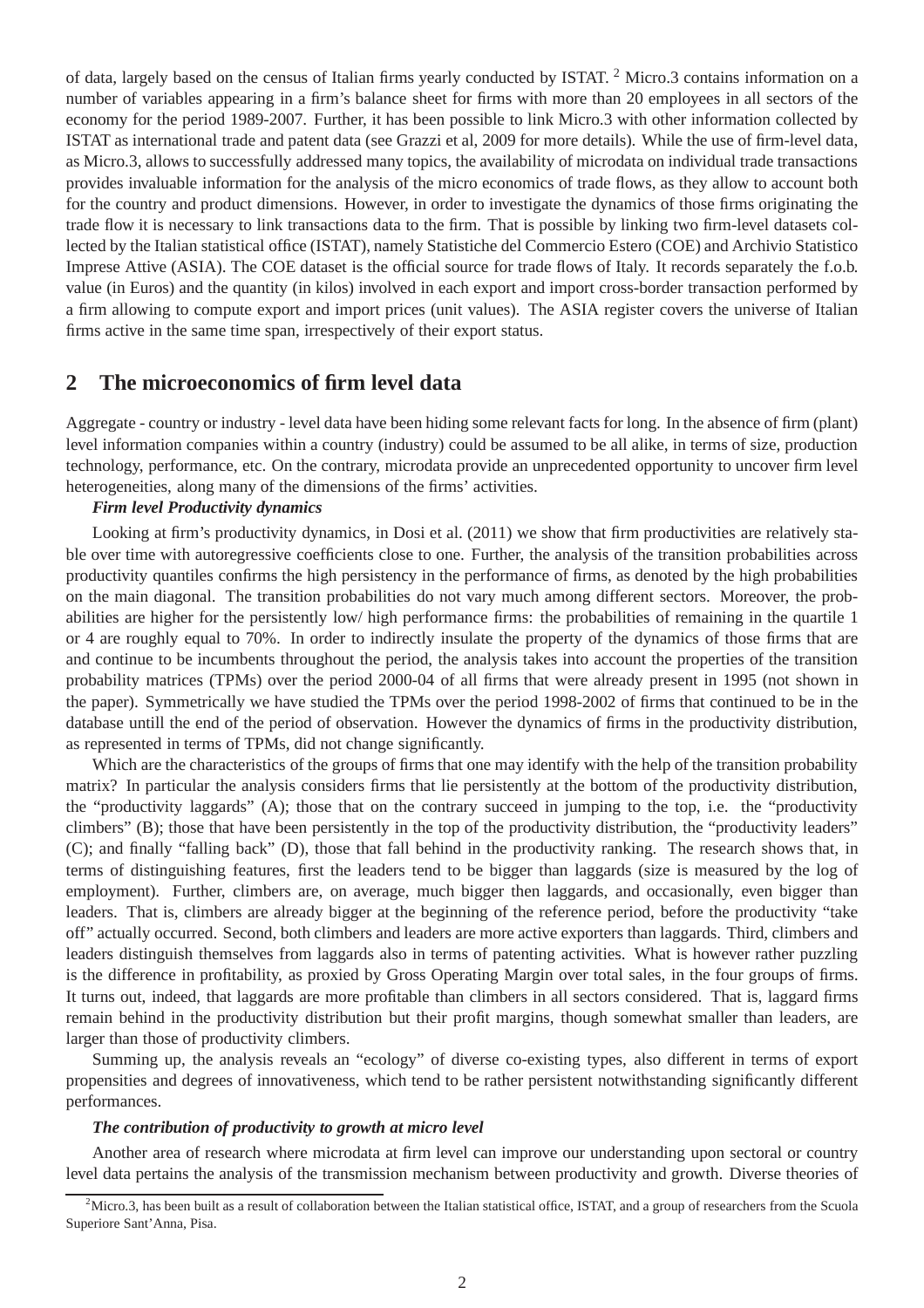of data, largely based on the census of Italian firms yearly conducted by ISTAT. [2] Micro.3 contains information on a number of variables appearing in a firm's balance sheet for firms with more than 20 employees in all sectors of the economy for the period 1989-2007. Further, it has been possible to link Micro.3 with other information collected by ISTAT as international trade and patent data (see Grazzi et al, 2009 for more details). While the use of firm-level data, as Micro.3, allows to successfully addressed many topics, the availability of microdata on individual trade transactions provides invaluable information for the analysis of the micro economics of trade flows, as they allow to account both for the country and product dimensions. However, in order to investigate the dynamics of those firms originating the trade flow it is necessary to link transactions data to the firm. That is possible by linking two firm-level datasets collected by the Italian statistical office (ISTAT), namely Statistiche del Commercio Estero (COE) and Archivio Statistico Imprese Attive (ASIA). The COE dataset is the official source for trade flows of Italy. It records separately the f.o.b. value (in Euros) and the quantity (in kilos) involved in each export and import cross-border transaction performed by a firm allowing to compute export and import prices (unit values). The ASIA register covers the universe of Italian firms active in the same time span, irrespectively of their export status.

## 2 The microeconomics of firm level data

Aggregate - country or industry - level data have been hiding some relevant facts for long. In the absence of firm (plant) level information companies within a country (industry) could be assumed to be all alike, in terms of size, production technology, performance, etc. On the contrary, microdata provide an unprecedented opportunity to uncover firm level heterogeneities, along many of the dimensions of the firms' activities.

***Firm level Productivity dynamics***

Looking at firm's productivity dynamics, in Dosi et al. (2011) we show that firm productivities are relatively stable over time with autoregressive coefficients close to one. Further, the analysis of the transition probabilities across productivity quantiles confirms the high persistency in the performance of firms, as denoted by the high probabilities on the main diagonal. The transition probabilities do not vary much among different sectors. Moreover, the probabilities are higher for the persistently low/ high performance firms: the probabilities of remaining in the quartile 1 or 4 are roughly equal to 70%. In order to indirectly insulate the property of the dynamics of those firms that are and continue to be incumbents throughout the period, the analysis takes into account the properties of the transition probability matrices (TPMs) over the period 2000-04 of all firms that were already present in 1995 (not shown in the paper). Symmetrically we have studied the TPMs over the period 1998-2002 of firms that continued to be in the database untill the end of the period of observation. However the dynamics of firms in the productivity distribution, as represented in terms of TPMs, did not change significantly.

Which are the characteristics of the groups of firms that one may identify with the help of the transition probability matrix? In particular the analysis considers firms that lie persistently at the bottom of the productivity distribution, the "productivity laggards" (A); those that on the contrary succeed in jumping to the top, i.e. the "productivity climbers" (B); those that have been persistently in the top of the productivity distribution, the "productivity leaders" (C); and finally "falling back" (D), those that fall behind in the productivity ranking. The research shows that, in terms of distinguishing features, first the leaders tend to be bigger than laggards (size is measured by the log of employment). Further, climbers are, on average, much bigger then laggards, and occasionally, even bigger than leaders. That is, climbers are already bigger at the beginning of the reference period, before the productivity "take off" actually occurred. Second, both climbers and leaders are more active exporters than laggards. Third, climbers and leaders distinguish themselves from laggards also in terms of patenting activities. What is however rather puzzling is the difference in profitability, as proxied by Gross Operating Margin over total sales, in the four groups of firms. It turns out, indeed, that laggards are more profitable than climbers in all sectors considered. That is, laggard firms remain behind in the productivity distribution but their profit margins, though somewhat smaller than leaders, are larger than those of productivity climbers.

Summing up, the analysis reveals an "ecology" of diverse co-existing types, also different in terms of export propensities and degrees of innovativeness, which tend to be rather persistent notwithstanding significantly different performances.

***The contribution of productivity to growth at micro level***

Another area of research where microdata at firm level can improve our understanding upon sectoral or country level data pertains the analysis of the transmission mechanism between productivity and growth. Diverse theories of

[2] Micro.3, has been built as a result of collaboration between the Italian statistical office, ISTAT, and a group of researchers from the Scuola Superiore Sant'Anna, Pisa.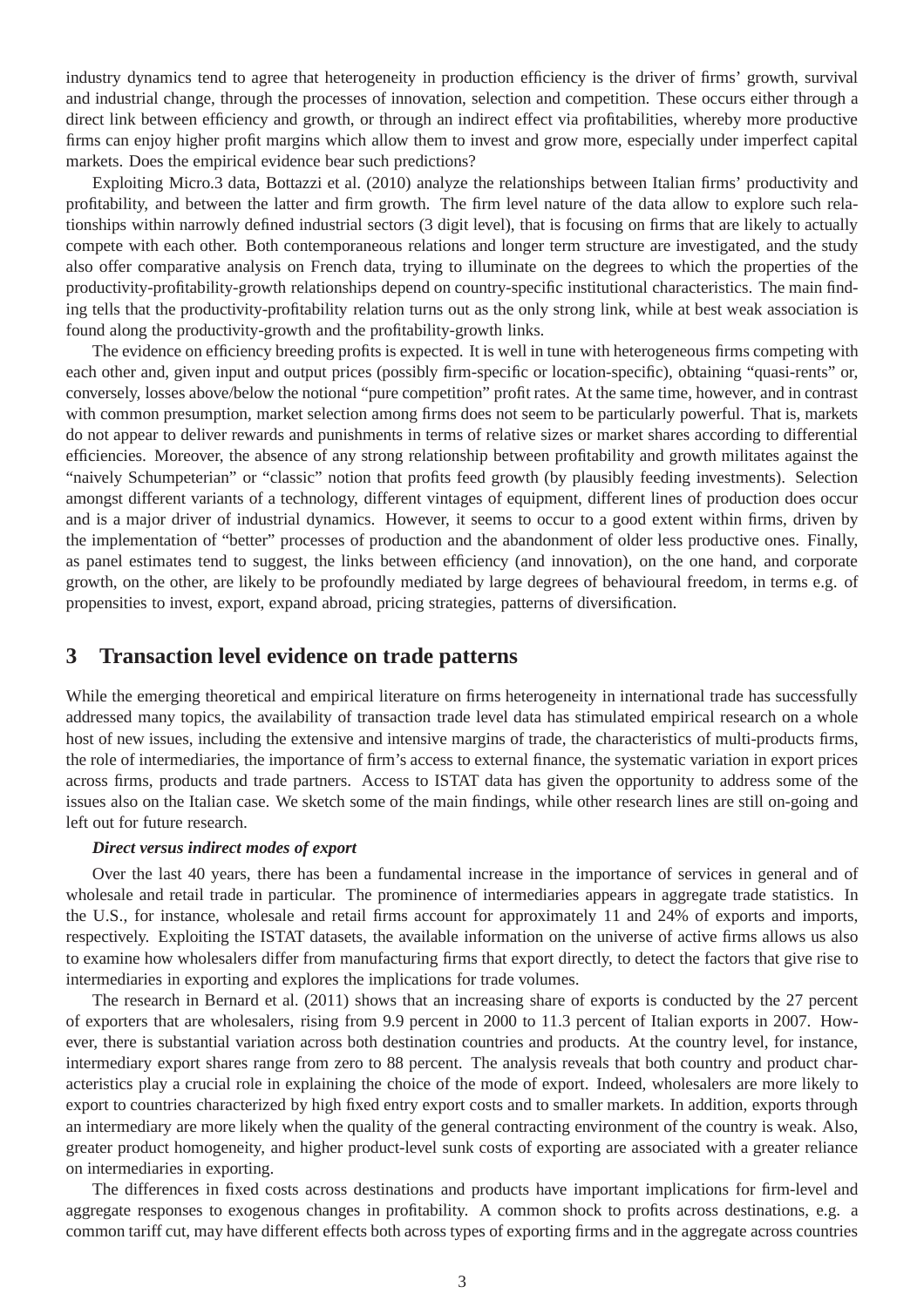industry dynamics tend to agree that heterogeneity in production efficiency is the driver of firms' growth, survival and industrial change, through the processes of innovation, selection and competition. These occurs either through a direct link between efficiency and growth, or through an indirect effect via profitabilities, whereby more productive firms can enjoy higher profit margins which allow them to invest and grow more, especially under imperfect capital markets. Does the empirical evidence bear such predictions?

Exploiting Micro.3 data, Bottazzi et al. (2010) analyze the relationships between Italian firms' productivity and profitability, and between the latter and firm growth. The firm level nature of the data allow to explore such relationships within narrowly defined industrial sectors (3 digit level), that is focusing on firms that are likely to actually compete with each other. Both contemporaneous relations and longer term structure are investigated, and the study also offer comparative analysis on French data, trying to illuminate on the degrees to which the properties of the productivity-profitability-growth relationships depend on country-specific institutional characteristics. The main finding tells that the productivity-profitability relation turns out as the only strong link, while at best weak association is found along the productivity-growth and the profitability-growth links.

The evidence on efficiency breeding profits is expected. It is well in tune with heterogeneous firms competing with each other and, given input and output prices (possibly firm-specific or location-specific), obtaining "quasi-rents" or, conversely, losses above/below the notional "pure competition" profit rates. At the same time, however, and in contrast with common presumption, market selection among firms does not seem to be particularly powerful. That is, markets do not appear to deliver rewards and punishments in terms of relative sizes or market shares according to differential efficiencies. Moreover, the absence of any strong relationship between profitability and growth militates against the "naively Schumpeterian" or "classic" notion that profits feed growth (by plausibly feeding investments). Selection amongst different variants of a technology, different vintages of equipment, different lines of production does occur and is a major driver of industrial dynamics. However, it seems to occur to a good extent within firms, driven by the implementation of "better" processes of production and the abandonment of older less productive ones. Finally, as panel estimates tend to suggest, the links between efficiency (and innovation), on the one hand, and corporate growth, on the other, are likely to be profoundly mediated by large degrees of behavioural freedom, in terms e.g. of propensities to invest, export, expand abroad, pricing strategies, patterns of diversification.

## 3 Transaction level evidence on trade patterns

While the emerging theoretical and empirical literature on firms heterogeneity in international trade has successfully addressed many topics, the availability of transaction trade level data has stimulated empirical research on a whole host of new issues, including the extensive and intensive margins of trade, the characteristics of multi-products firms, the role of intermediaries, the importance of firm's access to external finance, the systematic variation in export prices across firms, products and trade partners. Access to ISTAT data has given the opportunity to address some of the issues also on the Italian case. We sketch some of the main findings, while other research lines are still on-going and left out for future research.

***Direct versus indirect modes of export***

Over the last 40 years, there has been a fundamental increase in the importance of services in general and of wholesale and retail trade in particular. The prominence of intermediaries appears in aggregate trade statistics. In the U.S., for instance, wholesale and retail firms account for approximately 11 and 24% of exports and imports, respectively. Exploiting the ISTAT datasets, the available information on the universe of active firms allows us also to examine how wholesalers differ from manufacturing firms that export directly, to detect the factors that give rise to intermediaries in exporting and explores the implications for trade volumes.

The research in Bernard et al. (2011) shows that an increasing share of exports is conducted by the 27 percent of exporters that are wholesalers, rising from 9.9 percent in 2000 to 11.3 percent of Italian exports in 2007. However, there is substantial variation across both destination countries and products. At the country level, for instance, intermediary export shares range from zero to 88 percent. The analysis reveals that both country and product characteristics play a crucial role in explaining the choice of the mode of export. Indeed, wholesalers are more likely to export to countries characterized by high fixed entry export costs and to smaller markets. In addition, exports through an intermediary are more likely when the quality of the general contracting environment of the country is weak. Also, greater product homogeneity, and higher product-level sunk costs of exporting are associated with a greater reliance on intermediaries in exporting.

The differences in fixed costs across destinations and products have important implications for firm-level and aggregate responses to exogenous changes in profitability. A common shock to profits across destinations, e.g. a common tariff cut, may have different effects both across types of exporting firms and in the aggregate across countries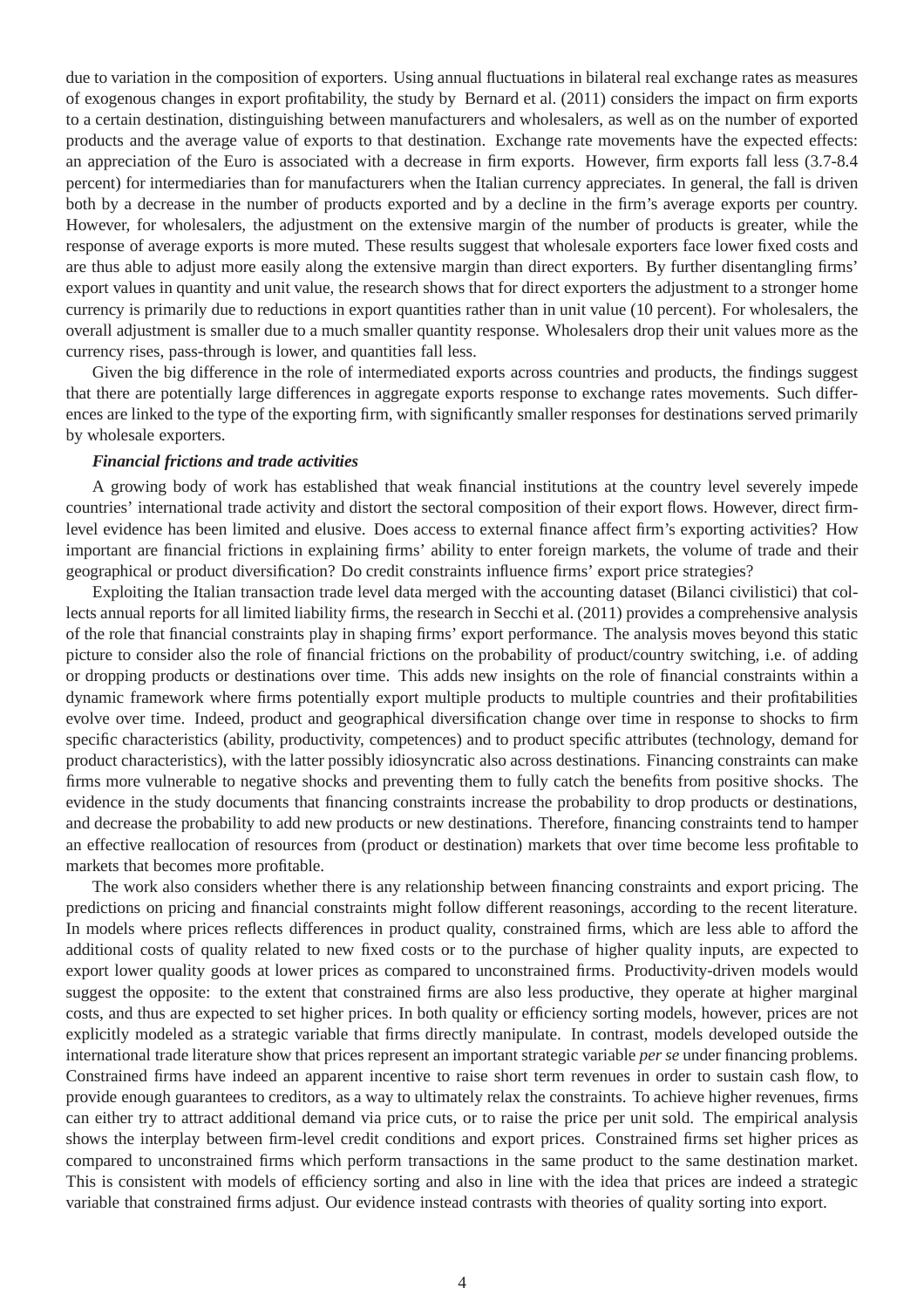due to variation in the composition of exporters. Using annual fluctuations in bilateral real exchange rates as measures of exogenous changes in export profitability, the study by Bernard et al. (2011) considers the impact on firm exports to a certain destination, distinguishing between manufacturers and wholesalers, as well as on the number of exported products and the average value of exports to that destination. Exchange rate movements have the expected effects: an appreciation of the Euro is associated with a decrease in firm exports. However, firm exports fall less (3.7-8.4 percent) for intermediaries than for manufacturers when the Italian currency appreciates. In general, the fall is driven both by a decrease in the number of products exported and by a decline in the firm's average exports per country. However, for wholesalers, the adjustment on the extensive margin of the number of products is greater, while the response of average exports is more muted. These results suggest that wholesale exporters face lower fixed costs and are thus able to adjust more easily along the extensive margin than direct exporters. By further disentangling firms' export values in quantity and unit value, the research shows that for direct exporters the adjustment to a stronger home currency is primarily due to reductions in export quantities rather than in unit value (10 percent). For wholesalers, the overall adjustment is smaller due to a much smaller quantity response. Wholesalers drop their unit values more as the currency rises, pass-through is lower, and quantities fall less.

Given the big difference in the role of intermediated exports across countries and products, the findings suggest that there are potentially large differences in aggregate exports response to exchange rates movements. Such differences are linked to the type of the exporting firm, with significantly smaller responses for destinations served primarily by wholesale exporters.

***Financial frictions and trade activities***

A growing body of work has established that weak financial institutions at the country level severely impede countries' international trade activity and distort the sectoral composition of their export flows. However, direct firm-level evidence has been limited and elusive. Does access to external finance affect firm's exporting activities? How important are financial frictions in explaining firms' ability to enter foreign markets, the volume of trade and their geographical or product diversification? Do credit constraints influence firms' export price strategies?

Exploiting the Italian transaction trade level data merged with the accounting dataset (Bilanci civilistici) that collects annual reports for all limited liability firms, the research in Secchi et al. (2011) provides a comprehensive analysis of the role that financial constraints play in shaping firms' export performance. The analysis moves beyond this static picture to consider also the role of financial frictions on the probability of product/country switching, i.e. of adding or dropping products or destinations over time. This adds new insights on the role of financial constraints within a dynamic framework where firms potentially export multiple products to multiple countries and their profitabilities evolve over time. Indeed, product and geographical diversification change over time in response to shocks to firm specific characteristics (ability, productivity, competences) and to product specific attributes (technology, demand for product characteristics), with the latter possibly idiosyncratic also across destinations. Financing constraints can make firms more vulnerable to negative shocks and preventing them to fully catch the benefits from positive shocks. The evidence in the study documents that financing constraints increase the probability to drop products or destinations, and decrease the probability to add new products or new destinations. Therefore, financing constraints tend to hamper an effective reallocation of resources from (product or destination) markets that over time become less profitable to markets that becomes more profitable.

The work also considers whether there is any relationship between financing constraints and export pricing. The predictions on pricing and financial constraints might follow different reasonings, according to the recent literature. In models where prices reflects differences in product quality, constrained firms, which are less able to afford the additional costs of quality related to new fixed costs or to the purchase of higher quality inputs, are expected to export lower quality goods at lower prices as compared to unconstrained firms. Productivity-driven models would suggest the opposite: to the extent that constrained firms are also less productive, they operate at higher marginal costs, and thus are expected to set higher prices. In both quality or efficiency sorting models, however, prices are not explicitly modeled as a strategic variable that firms directly manipulate. In contrast, models developed outside the international trade literature show that prices represent an important strategic variable *per se* under financing problems. Constrained firms have indeed an apparent incentive to raise short term revenues in order to sustain cash flow, to provide enough guarantees to creditors, as a way to ultimately relax the constraints. To achieve higher revenues, firms can either try to attract additional demand via price cuts, or to raise the price per unit sold. The empirical analysis shows the interplay between firm-level credit conditions and export prices. Constrained firms set higher prices as compared to unconstrained firms which perform transactions in the same product to the same destination market. This is consistent with models of efficiency sorting and also in line with the idea that prices are indeed a strategic variable that constrained firms adjust. Our evidence instead contrasts with theories of quality sorting into export.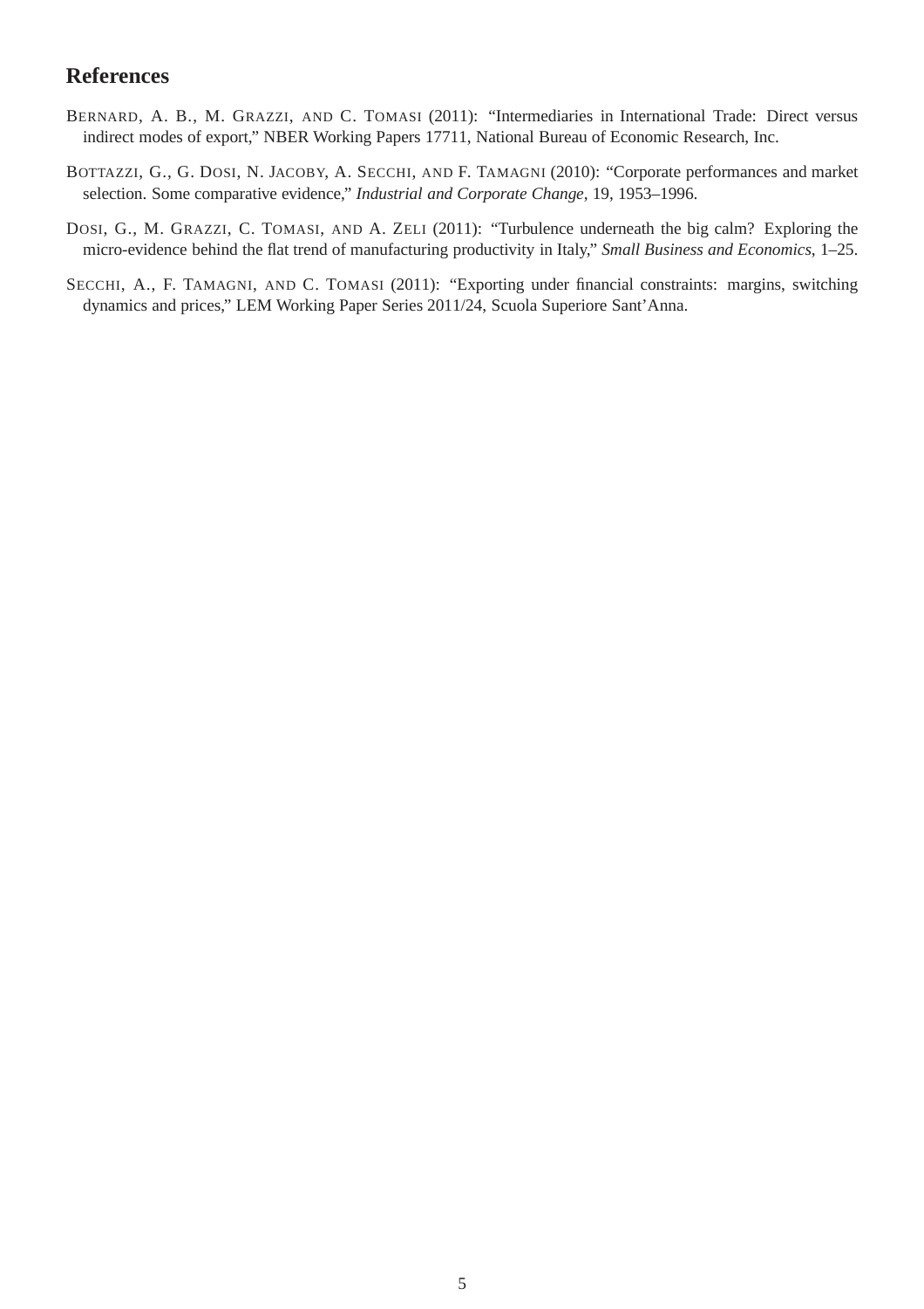## References

Bernard, A. B., M. Grazzi, and C. Tomasi (2011): "Intermediaries in International Trade: Direct versus indirect modes of export," NBER Working Papers 17711, National Bureau of Economic Research, Inc.

Bottazzi, G., G. Dosi, N. Jacoby, A. Secchi, and F. Tamagni (2010): "Corporate performances and market selection. Some comparative evidence," *Industrial and Corporate Change*, 19, 1953–1996.

Dosi, G., M. Grazzi, C. Tomasi, and A. Zeli (2011): "Turbulence underneath the big calm? Exploring the micro-evidence behind the flat trend of manufacturing productivity in Italy," *Small Business and Economics*, 1–25.

Secchi, A., F. Tamagni, and C. Tomasi (2011): "Exporting under financial constraints: margins, switching dynamics and prices," LEM Working Paper Series 2011/24, Scuola Superiore Sant'Anna.